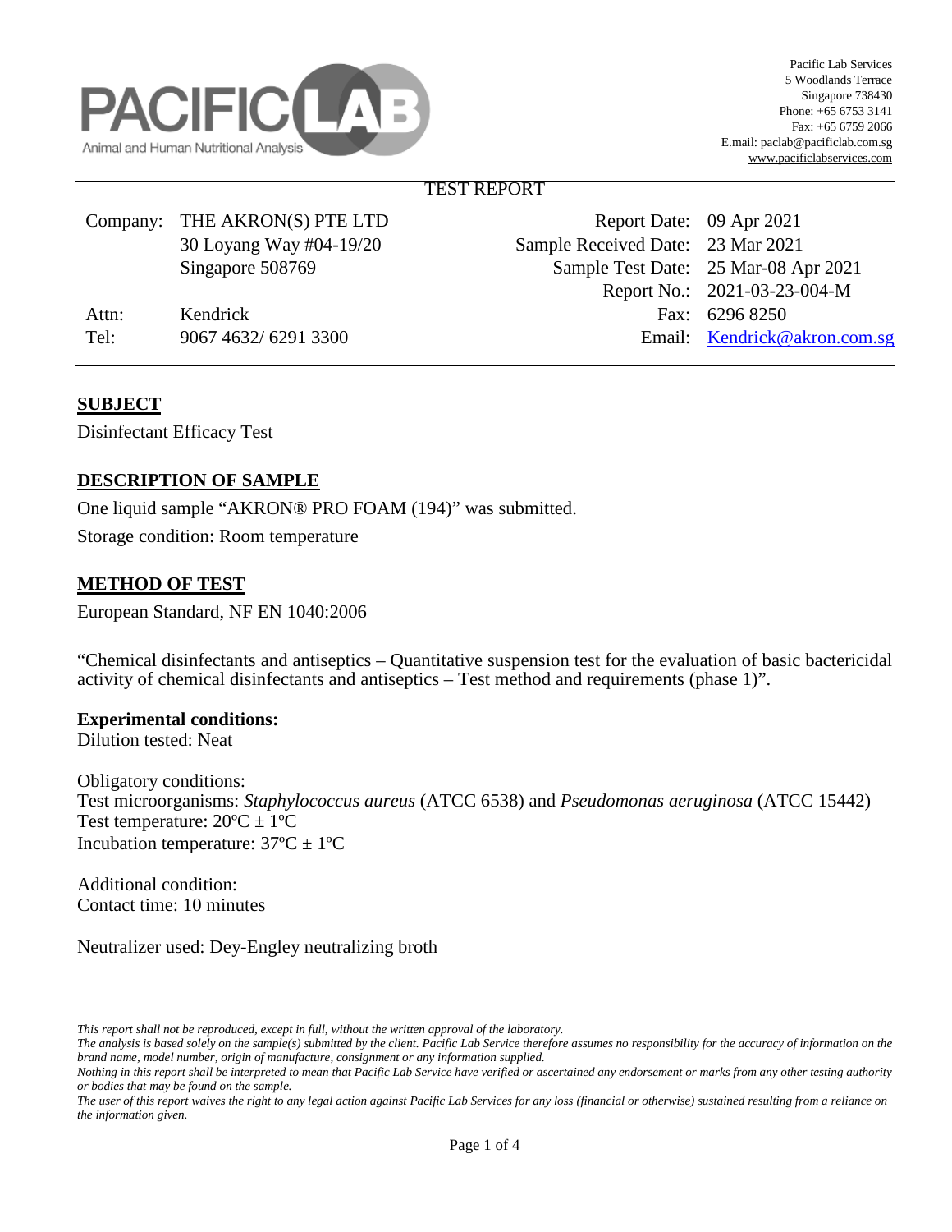PACIFIC LAB
Animal and Human Nutritional Analysis

Pacific Lab Services
5 Woodlands Terrace
Singapore 738430
Phone: +65 6753 3141
Fax: +65 6759 2066
E.mail: paclab@pacificlab.com.sg
www.pacificlabservices.com

TEST REPORT

| | | | |
|---|---|---|---|
| Company: | THE AKRON(S) PTE LTD | Report Date: | 09 Apr 2021 |
| | 30 Loyang Way #04-19/20 | Sample Received Date: | 23 Mar 2021 |
| | Singapore 508769 | Sample Test Date: | 25 Mar-08 Apr 2021 |
| | | Report No.: | 2021-03-23-004-M |
| Attn: | Kendrick | Fax: | 6296 8250 |
| Tel: | 9067 4632/ 6291 3300 | Email: | Kendrick@akron.com.sg |

## SUBJECT

Disinfectant Efficacy Test

## DESCRIPTION OF SAMPLE

One liquid sample "AKRON® PRO FOAM (194)" was submitted.

Storage condition: Room temperature

## METHOD OF TEST

European Standard, NF EN 1040:2006

"Chemical disinfectants and antiseptics – Quantitative suspension test for the evaluation of basic bactericidal activity of chemical disinfectants and antiseptics – Test method and requirements (phase 1)".

**Experimental conditions:**
Dilution tested: Neat

Obligatory conditions:
Test microorganisms: *Staphylococcus aureus* (ATCC 6538) and *Pseudomonas aeruginosa* (ATCC 15442)
Test temperature: 20ºC ± 1ºC
Incubation temperature: 37ºC ± 1ºC

Additional condition:
Contact time: 10 minutes

Neutralizer used: Dey-Engley neutralizing broth

*This report shall not be reproduced, except in full, without the written approval of the laboratory.*
*The analysis is based solely on the sample(s) submitted by the client. Pacific Lab Service therefore assumes no responsibility for the accuracy of information on the brand name, model number, origin of manufacture, consignment or any information supplied.*
*Nothing in this report shall be interpreted to mean that Pacific Lab Service have verified or ascertained any endorsement or marks from any other testing authority or bodies that may be found on the sample.*
*The user of this report waives the right to any legal action against Pacific Lab Services for any loss (financial or otherwise) sustained resulting from a reliance on the information given.*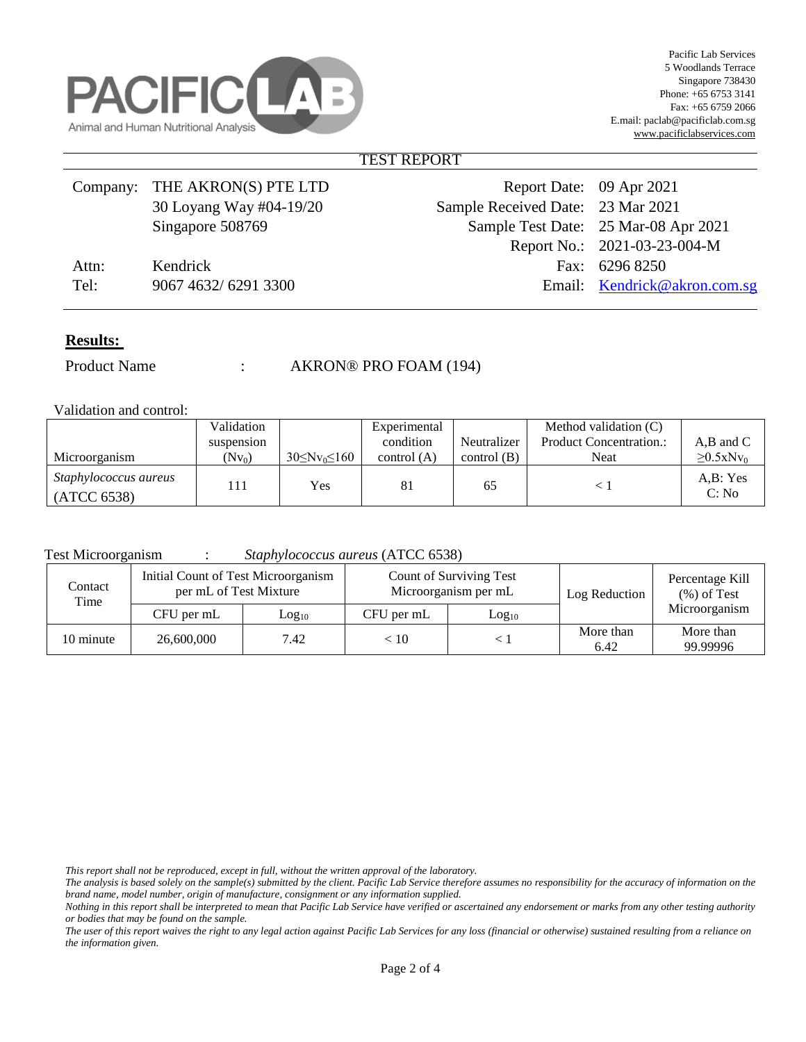PACIFIC LAB
Animal and Human Nutritional Analysis

Pacific Lab Services
5 Woodlands Terrace
Singapore 738430
Phone: +65 6753 3141
Fax: +65 6759 2066
E.mail: paclab@pacificlab.com.sg
www.pacificlabservices.com

# TEST REPORT

| | | | |
|---|---|---|---|
| Company: | THE AKRON(S) PTE LTD | Report Date: | 09 Apr 2021 |
| | 30 Loyang Way #04-19/20 | Sample Received Date: | 23 Mar 2021 |
| | Singapore 508769 | Sample Test Date: | 25 Mar-08 Apr 2021 |
| | | Report No.: | 2021-03-23-004-M |
| Attn: | Kendrick | Fax: | 6296 8250 |
| Tel: | 9067 4632/ 6291 3300 | Email: | Kendrick@akron.com.sg |

## Results:

Product Name : AKRON® PRO FOAM (194)

Validation and control:

| Microorganism | Validation suspension ($Nv_0$) | $30 \leq Nv_0 \leq 160$ | Experimental condition control (A) | Neutralizer control (B) | Method validation (C) Product Concentration.: Neat | A,B and C $\geq 0.5 x Nv_0$ |
|---|---|---|---|---|---|---|
| *Staphylococcus aureus* (ATCC 6538) | 111 | Yes | 81 | 65 | < 1 | A,B: Yes C: No |

Test Microorganism : *Staphylococcus aureus* (ATCC 6538)

| Contact Time | Initial Count of Test Microorganism per mL of Test Mixture | | Count of Surviving Test Microorganism per mL | | Log Reduction | Percentage Kill (%) of Test Microorganism |
|---|---|---|---|---|---|---|
| | CFU per mL | $Log_{10}$ | CFU per mL | $Log_{10}$ | | |
| 10 minute | 26,600,000 | 7.42 | < 10 | < 1 | More than 6.42 | More than 99.99996 |

*This report shall not be reproduced, except in full, without the written approval of the laboratory.*
*The analysis is based solely on the sample(s) submitted by the client. Pacific Lab Service therefore assumes no responsibility for the accuracy of information on the brand name, model number, origin of manufacture, consignment or any information supplied.*
*Nothing in this report shall be interpreted to mean that Pacific Lab Service have verified or ascertained any endorsement or marks from any other testing authority or bodies that may be found on the sample.*
*The user of this report waives the right to any legal action against Pacific Lab Services for any loss (financial or otherwise) sustained resulting from a reliance on the information given.*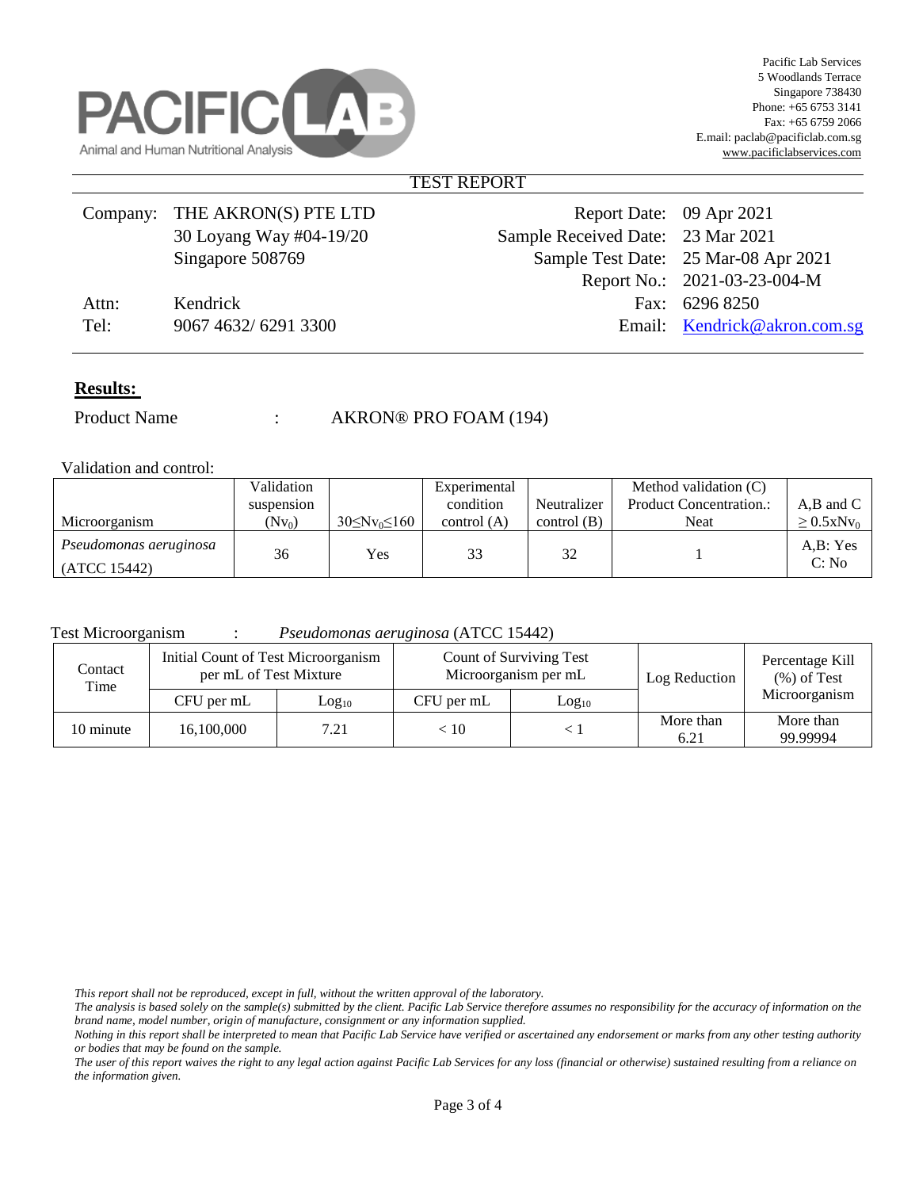PACIFIC LAB

Animal and Human Nutritional Analysis

Pacific Lab Services
5 Woodlands Terrace
Singapore 738430
Phone: +65 6753 3141
Fax: +65 6759 2066
E.mail: paclab@pacificlab.com.sg
www.pacificlabservices.com

## TEST REPORT

| | | | |
|---|---|---|---|
| Company: | THE AKRON(S) PTE LTD<br>30 Loyang Way #04-19/20<br>Singapore 508769 | Report Date: | 09 Apr 2021 |
| | | Sample Received Date: | 23 Mar 2021 |
| | | Sample Test Date: | 25 Mar-08 Apr 2021 |
| | | Report No.: | 2021-03-23-004-M |
| Attn: | Kendrick | Fax: | 6296 8250 |
| Tel: | 9067 4632/ 6291 3300 | Email: | Kendrick@akron.com.sg |

**Results:**

Product Name : AKRON® PRO FOAM (194)

Validation and control:

| Microorganism | Validation suspension ($Nv_0$) | $30 \leq Nv_0 \leq 160$ | Experimental condition control (A) | Neutralizer control (B) | Method validation (C) Product Concentration.: Neat | A,B and C $\geq 0.5xNv_0$ |
|---|---|---|---|---|---|---|
| *Pseudomonas aeruginosa* (ATCC 15442) | 36 | Yes | 33 | 32 | 1 | A,B: Yes<br>C: No |

Test Microorganism : *Pseudomonas aeruginosa* (ATCC 15442)

| Contact Time | Initial Count of Test Microorganism per mL of Test Mixture | | Count of Surviving Test Microorganism per mL | | Log Reduction | Percentage Kill (%) of Test Microorganism |
|---|---|---|---|---|---|---|
| | CFU per mL | $Log_{10}$ | CFU per mL | $Log_{10}$ | | |
| 10 minute | 16,100,000 | 7.21 | < 10 | < 1 | More than 6.21 | More than 99.99994 |

*This report shall not be reproduced, except in full, without the written approval of the laboratory.*
*The analysis is based solely on the sample(s) submitted by the client. Pacific Lab Service therefore assumes no responsibility for the accuracy of information on the brand name, model number, origin of manufacture, consignment or any information supplied.*
*Nothing in this report shall be interpreted to mean that Pacific Lab Service have verified or ascertained any endorsement or marks from any other testing authority or bodies that may be found on the sample.*
*The user of this report waives the right to any legal action against Pacific Lab Services for any loss (financial or otherwise) sustained resulting from a reliance on the information given.*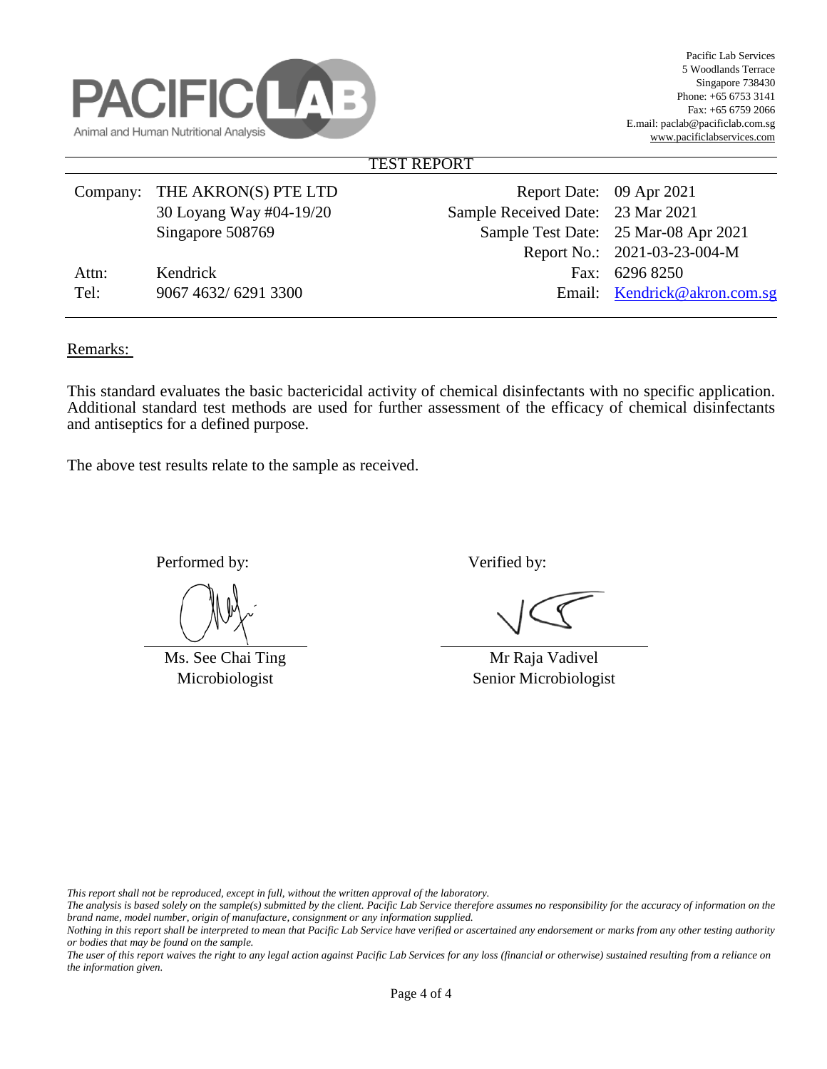PACIFIC LAB
Animal and Human Nutritional Analysis

Pacific Lab Services
5 Woodlands Terrace
Singapore 738430
Phone: +65 6753 3141
Fax: +65 6759 2066
E.mail: paclab@pacificlab.com.sg
www.pacificlabservices.com

## TEST REPORT

| | | | |
|---|---|---|---|
| Company: | THE AKRON(S) PTE LTD | Report Date: | 09 Apr 2021 |
| | 30 Loyang Way #04-19/20 | Sample Received Date: | 23 Mar 2021 |
| | Singapore 508769 | Sample Test Date: | 25 Mar-08 Apr 2021 |
| | | Report No.: | 2021-03-23-004-M |
| Attn: | Kendrick | Fax: | 6296 8250 |
| Tel: | 9067 4632/ 6291 3300 | Email: | Kendrick@akron.com.sg |

Remarks:

This standard evaluates the basic bactericidal activity of chemical disinfectants with no specific application. Additional standard test methods are used for further assessment of the efficacy of chemical disinfectants and antiseptics for a defined purpose.

The above test results relate to the sample as received.

Performed by:

Ms. See Chai Ting
Microbiologist

Verified by:

Mr Raja Vadivel
Senior Microbiologist

*This report shall not be reproduced, except in full, without the written approval of the laboratory.*
*The analysis is based solely on the sample(s) submitted by the client. Pacific Lab Service therefore assumes no responsibility for the accuracy of information on the brand name, model number, origin of manufacture, consignment or any information supplied.*
*Nothing in this report shall be interpreted to mean that Pacific Lab Service have verified or ascertained any endorsement or marks from any other testing authority or bodies that may be found on the sample.*
*The user of this report waives the right to any legal action against Pacific Lab Services for any loss (financial or otherwise) sustained resulting from a reliance on the information given.*